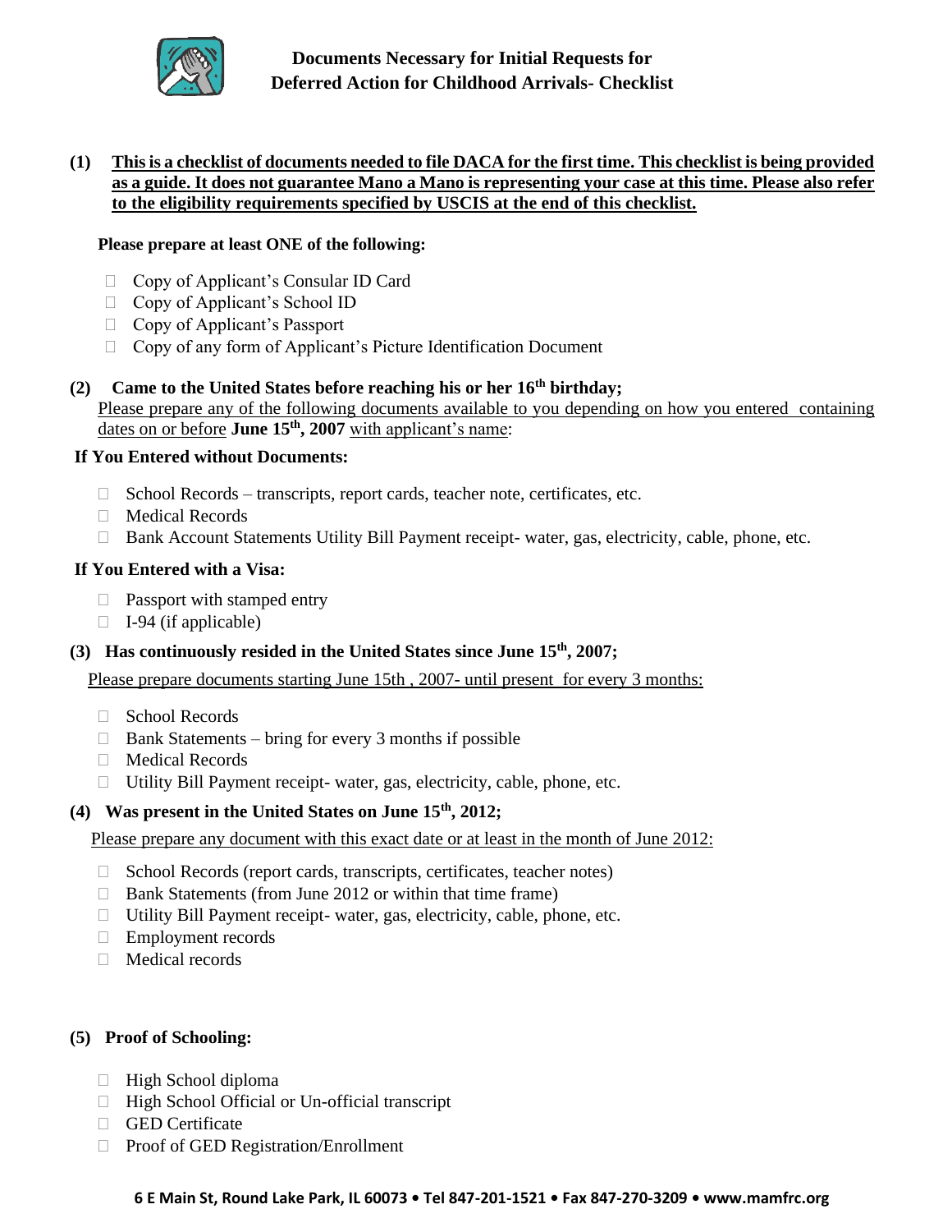# Documents Necessary for Initial Requests for Deferred Action for Childhood Arrivals- Checklist

**(1) This is a checklist of documents needed to file DACA for the first time. This checklist is being provided as a guide. It does not guarantee Mano a Mano is representing your case at this time. Please also refer to the eligibility requirements specified by USCIS at the end of this checklist.**

**Please prepare at least ONE of the following:**

- ☐ Copy of Applicant's Consular ID Card
- ☐ Copy of Applicant's School ID
- ☐ Copy of Applicant's Passport
- ☐ Copy of any form of Applicant's Picture Identification Document

**(2) Came to the United States before reaching his or her 16th birthday;**

Please prepare any of the following documents available to you depending on how you entered containing dates on or before **June 15th, 2007** with applicant's name:

**If You Entered without Documents:**

- ☐ School Records – transcripts, report cards, teacher note, certificates, etc.
- ☐ Medical Records
- ☐ Bank Account Statements Utility Bill Payment receipt- water, gas, electricity, cable, phone, etc.

**If You Entered with a Visa:**

- ☐ Passport with stamped entry
- ☐ I-94 (if applicable)

**(3) Has continuously resided in the United States since June 15th, 2007;**

Please prepare documents starting June 15th , 2007- until present for every 3 months:

- ☐ School Records
- ☐ Bank Statements – bring for every 3 months if possible
- ☐ Medical Records
- ☐ Utility Bill Payment receipt- water, gas, electricity, cable, phone, etc.

**(4) Was present in the United States on June 15th, 2012;**

Please prepare any document with this exact date or at least in the month of June 2012:

- ☐ School Records (report cards, transcripts, certificates, teacher notes)
- ☐ Bank Statements (from June 2012 or within that time frame)
- ☐ Utility Bill Payment receipt- water, gas, electricity, cable, phone, etc.
- ☐ Employment records
- ☐ Medical records

**(5) Proof of Schooling:**

- ☐ High School diploma
- ☐ High School Official or Un-official transcript
- ☐ GED Certificate
- ☐ Proof of GED Registration/Enrollment

**6 E Main St, Round Lake Park, IL 60073 • Tel 847-201-1521 • Fax 847-270-3209 • www.mamfrc.org**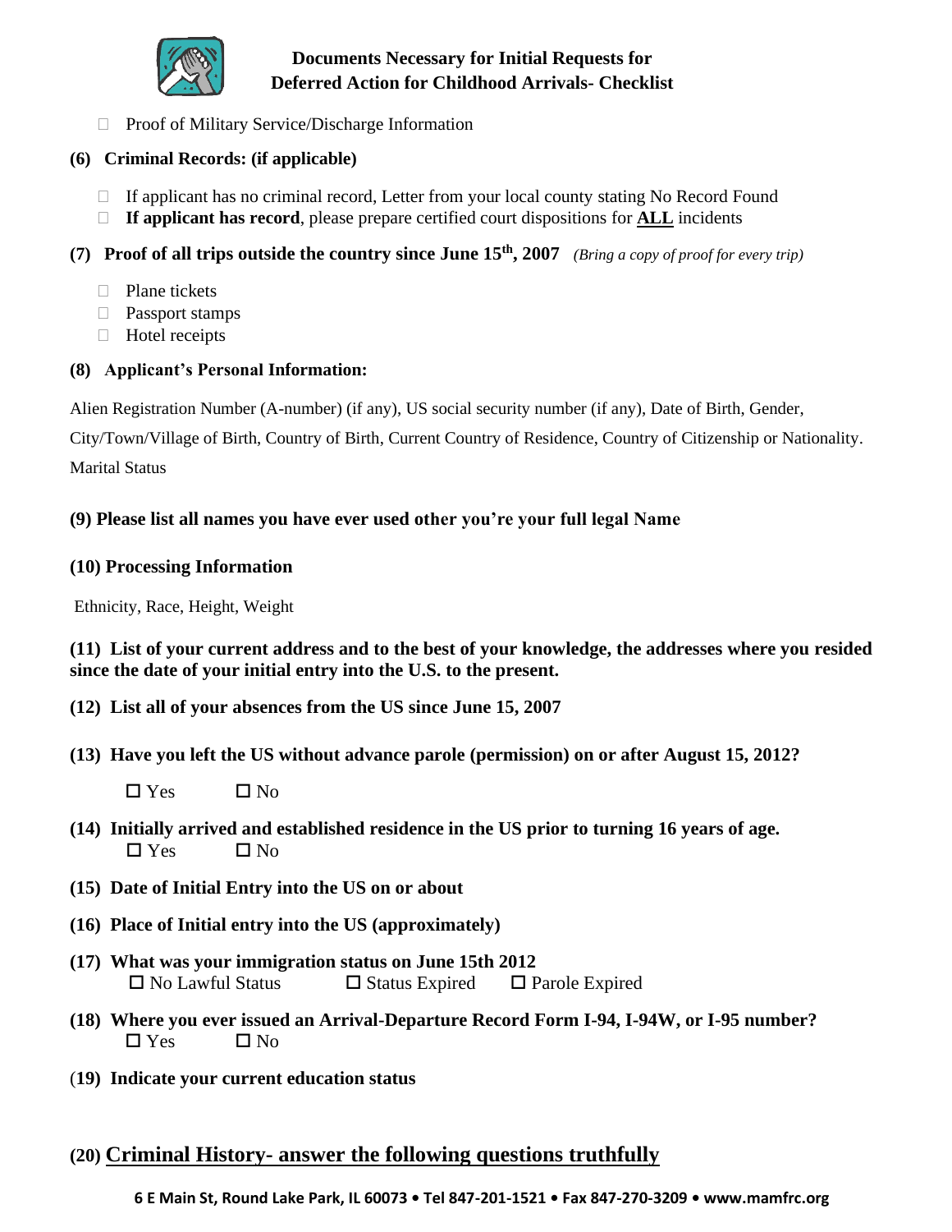## Documents Necessary for Initial Requests for Deferred Action for Childhood Arrivals- Checklist

- ☐ Proof of Military Service/Discharge Information

**(6) Criminal Records: (if applicable)**

- ☐ If applicant has no criminal record, Letter from your local county stating No Record Found
- ☐ **If applicant has record**, please prepare certified court dispositions for **ALL** incidents

**(7) Proof of all trips outside the country since June 15th, 2007** *(Bring a copy of proof for every trip)*

- ☐ Plane tickets
- ☐ Passport stamps
- ☐ Hotel receipts

**(8) Applicant's Personal Information:**

Alien Registration Number (A-number) (if any), US social security number (if any), Date of Birth, Gender, City/Town/Village of Birth, Country of Birth, Current Country of Residence, Country of Citizenship or Nationality. Marital Status

**(9) Please list all names you have ever used other you're your full legal Name**

**(10) Processing Information**

Ethnicity, Race, Height, Weight

**(11) List of your current address and to the best of your knowledge, the addresses where you resided since the date of your initial entry into the U.S. to the present.**

**(12) List all of your absences from the US since June 15, 2007**

**(13) Have you left the US without advance parole (permission) on or after August 15, 2012?**

☐ Yes ☐ No

**(14) Initially arrived and established residence in the US prior to turning 16 years of age.**

☐ Yes ☐ No

**(15) Date of Initial Entry into the US on or about**

**(16) Place of Initial entry into the US (approximately)**

**(17) What was your immigration status on June 15th 2012**

☐ No Lawful Status ☐ Status Expired ☐ Parole Expired

**(18) Where you ever issued an Arrival-Departure Record Form I-94, I-94W, or I-95 number?**

☐ Yes ☐ No

**(19) Indicate your current education status**

**(20) Criminal History- answer the following questions truthfully**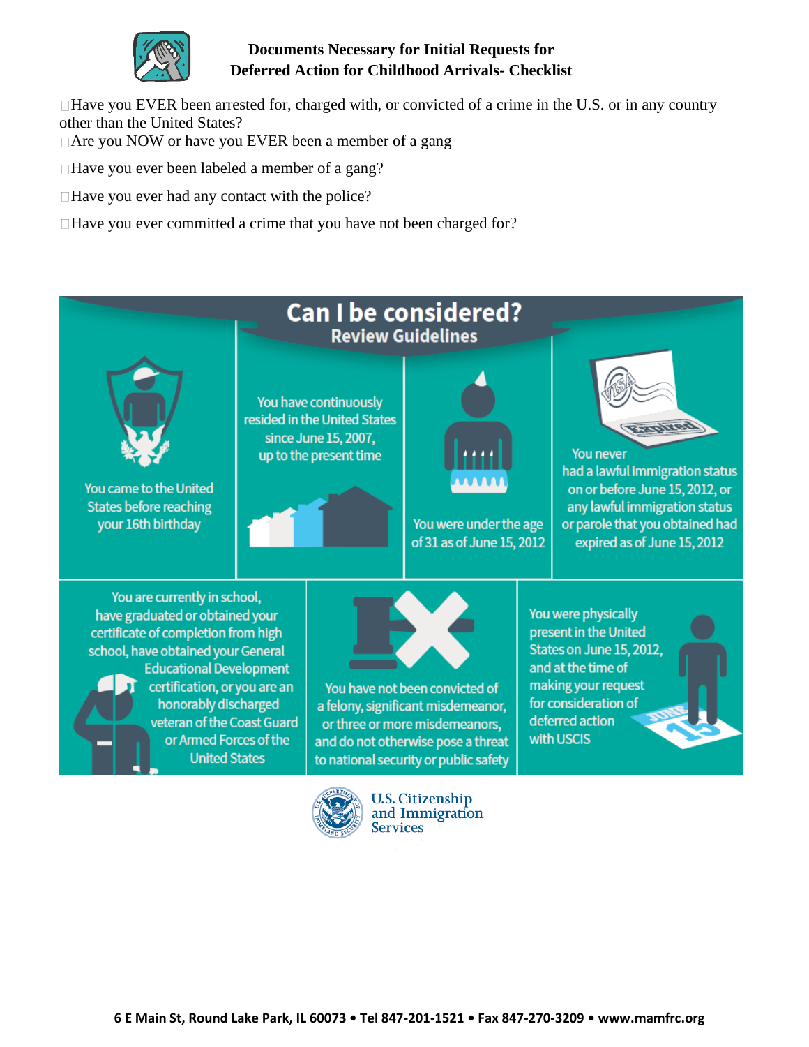**Documents Necessary for Initial Requests for Deferred Action for Childhood Arrivals- Checklist**

- ☐ Have you EVER been arrested for, charged with, or convicted of a crime in the U.S. or in any country other than the United States?
- ☐ Are you NOW or have you EVER been a member of a gang
- ☐ Have you ever been labeled a member of a gang?
- ☐ Have you ever had any contact with the police?
- ☐ Have you ever committed a crime that you have not been charged for?

## Can I be considered?

### Review Guidelines

You came to the United States before reaching your 16th birthday

You have continuously resided in the United States since June 15, 2007, up to the present time

You were under the age of 31 as of June 15, 2012

You never had a lawful immigration status on or before June 15, 2012, or any lawful immigration status or parole that you obtained had expired as of June 15, 2012

You are currently in school, have graduated or obtained your certificate of completion from high school, have obtained your General Educational Development certification, or you are an honorably discharged veteran of the Coast Guard or Armed Forces of the United States

You have not been convicted of a felony, significant misdemeanor, or three or more misdemeanors, and do not otherwise pose a threat to national security or public safety

You were physically present in the United States on June 15, 2012, and at the time of making your request for consideration of deferred action with USCIS

U.S. Citizenship and Immigration Services

6 E Main St, Round Lake Park, IL 60073 • Tel 847-201-1521 • Fax 847-270-3209 • www.mamfrc.org